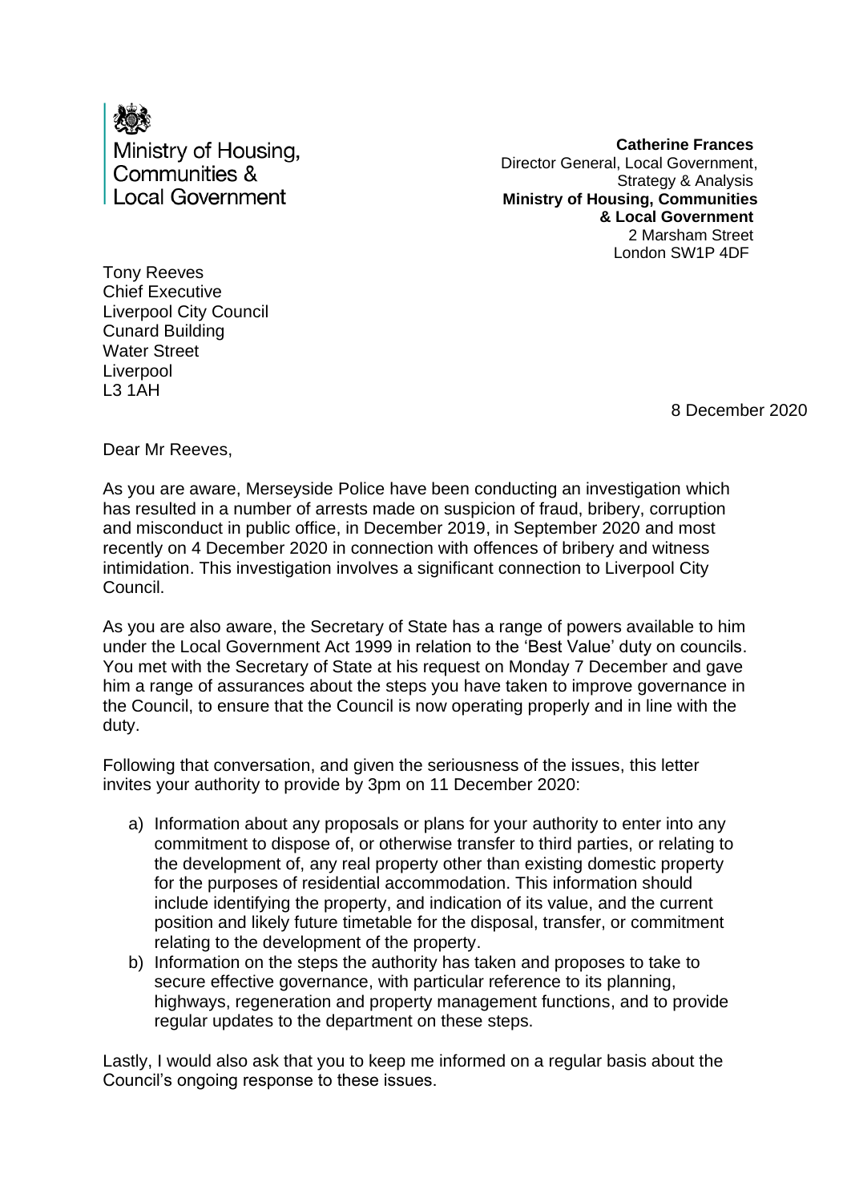Ministry of Housing,
Communities &
Local Government

**Catherine Frances**
Director General, Local Government,
Strategy & Analysis
**Ministry of Housing, Communities & Local Government**
2 Marsham Street
London SW1P 4DF

Tony Reeves
Chief Executive
Liverpool City Council
Cunard Building
Water Street
Liverpool
L3 1AH

8 December 2020

Dear Mr Reeves,

As you are aware, Merseyside Police have been conducting an investigation which has resulted in a number of arrests made on suspicion of fraud, bribery, corruption and misconduct in public office, in December 2019, in September 2020 and most recently on 4 December 2020 in connection with offences of bribery and witness intimidation. This investigation involves a significant connection to Liverpool City Council.

As you are also aware, the Secretary of State has a range of powers available to him under the Local Government Act 1999 in relation to the 'Best Value' duty on councils. You met with the Secretary of State at his request on Monday 7 December and gave him a range of assurances about the steps you have taken to improve governance in the Council, to ensure that the Council is now operating properly and in line with the duty.

Following that conversation, and given the seriousness of the issues, this letter invites your authority to provide by 3pm on 11 December 2020:

a) Information about any proposals or plans for your authority to enter into any commitment to dispose of, or otherwise transfer to third parties, or relating to the development of, any real property other than existing domestic property for the purposes of residential accommodation. This information should include identifying the property, and indication of its value, and the current position and likely future timetable for the disposal, transfer, or commitment relating to the development of the property.
b) Information on the steps the authority has taken and proposes to take to secure effective governance, with particular reference to its planning, highways, regeneration and property management functions, and to provide regular updates to the department on these steps.

Lastly, I would also ask that you to keep me informed on a regular basis about the Council's ongoing response to these issues.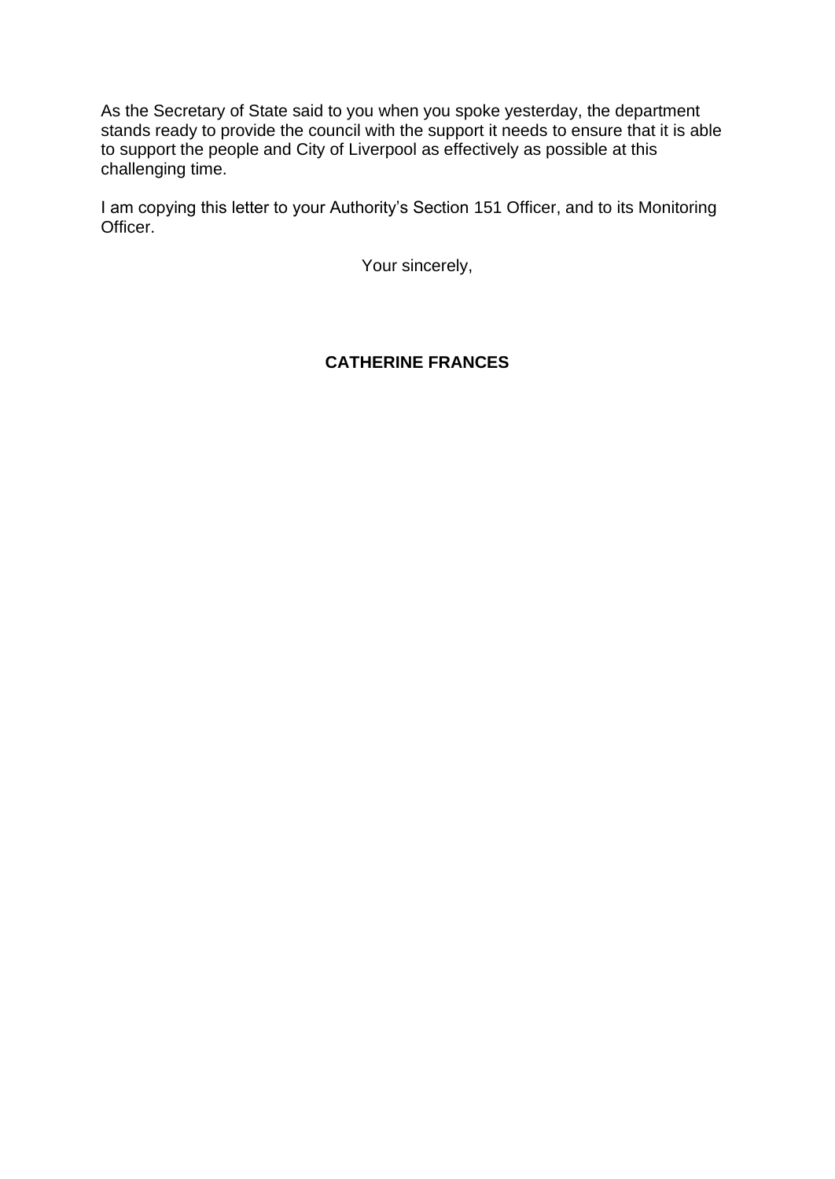As the Secretary of State said to you when you spoke yesterday, the department stands ready to provide the council with the support it needs to ensure that it is able to support the people and City of Liverpool as effectively as possible at this challenging time.

I am copying this letter to your Authority's Section 151 Officer, and to its Monitoring Officer.

Your sincerely,

**CATHERINE FRANCES**